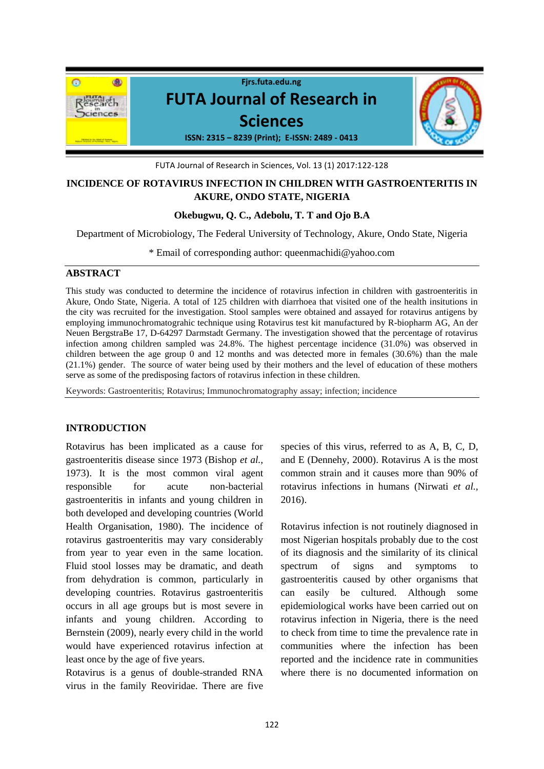# INCIDENCE OF ROTAVIRUS INFECTION IN CHILDREN WITH GASTROENTERITIS IN AKURE, ONDO STATE, NIGERIA

**Okebugwu, Q. C., Adebolu, T. T and Ojo B.A**

Department of Microbiology, The Federal University of Technology, Akure, Ondo State, Nigeria

\* Email of corresponding author: queenmachidi@yahoo.com

## ABSTRACT

This study was conducted to determine the incidence of rotavirus infection in children with gastroenteritis in Akure, Ondo State, Nigeria. A total of 125 children with diarrhoea that visited one of the health insitutions in the city was recruited for the investigation. Stool samples were obtained and assayed for rotavirus antigens by employing immunochromatograhic technique using Rotavirus test kit manufactured by R-biopharm AG, An der Neuen BergstraBe 17, D-64297 Darmstadt Germany. The investigation showed that the percentage of rotavirus infection among children sampled was 24.8%. The highest percentage incidence (31.0%) was observed in children between the age group 0 and 12 months and was detected more in females (30.6%) than the male (21.1%) gender. The source of water being used by their mothers and the level of education of these mothers serve as some of the predisposing factors of rotavirus infection in these children.

Keywords: Gastroenteritis; Rotavirus; Immunochromatography assay; infection; incidence

## INTRODUCTION

Rotavirus has been implicated as a cause for gastroenteritis disease since 1973 (Bishop *et al.*, 1973). It is the most common viral agent responsible for acute non-bacterial gastroenteritis in infants and young children in both developed and developing countries (World Health Organisation, 1980). The incidence of rotavirus gastroenteritis may vary considerably from year to year even in the same location. Fluid stool losses may be dramatic, and death from dehydration is common, particularly in developing countries. Rotavirus gastroenteritis occurs in all age groups but is most severe in infants and young children. According to Bernstein (2009), nearly every child in the world would have experienced rotavirus infection at least once by the age of five years.

Rotavirus is a genus of double-stranded RNA virus in the family Reoviridae. There are five species of this virus, referred to as A, B, C, D, and E (Dennehy, 2000). Rotavirus A is the most common strain and it causes more than 90% of rotavirus infections in humans (Nirwati *et al.*, 2016).

Rotavirus infection is not routinely diagnosed in most Nigerian hospitals probably due to the cost of its diagnosis and the similarity of its clinical spectrum of signs and symptoms to gastroenteritis caused by other organisms that can easily be cultured. Although some epidemiological works have been carried out on rotavirus infection in Nigeria, there is the need to check from time to time the prevalence rate in communities where the infection has been reported and the incidence rate in communities where there is no documented information on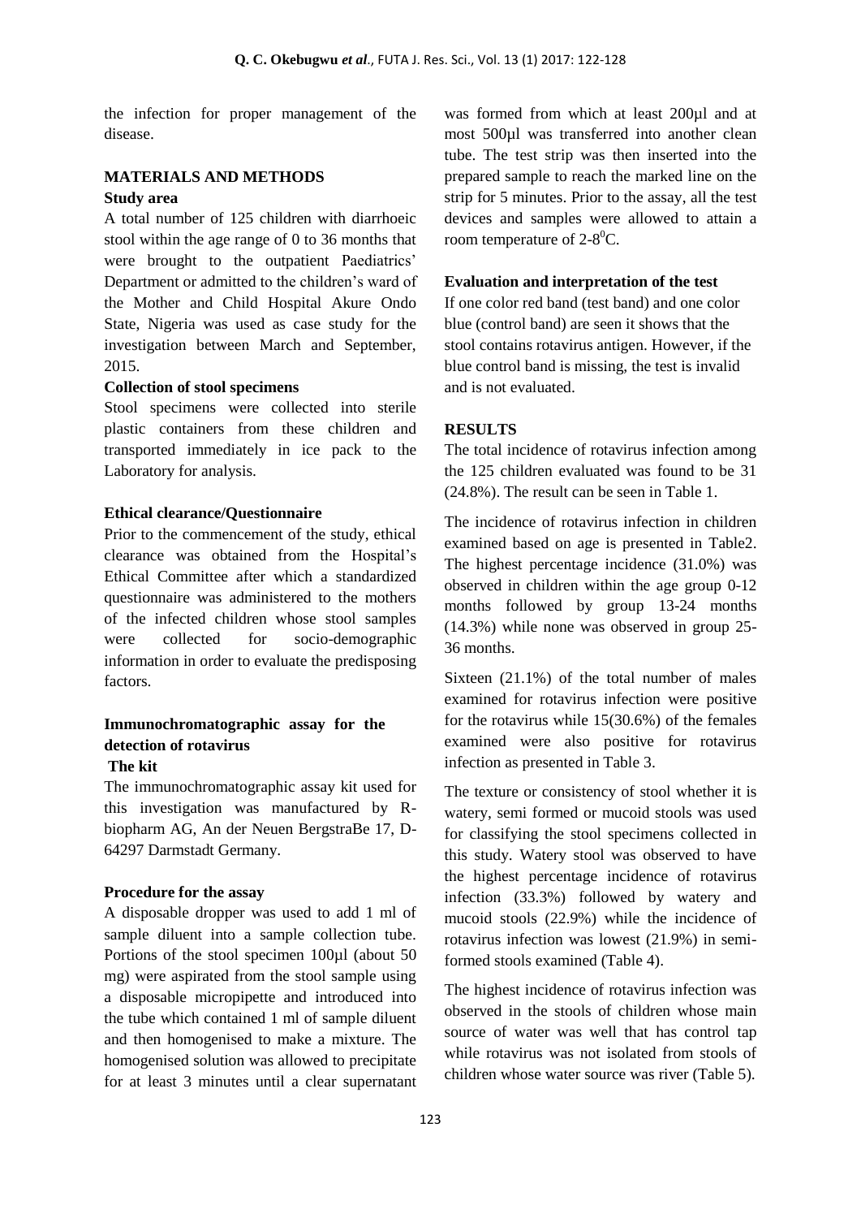the infection for proper management of the disease.

## MATERIALS AND METHODS

### Study area

A total number of 125 children with diarrhoeic stool within the age range of 0 to 36 months that were brought to the outpatient Paediatrics' Department or admitted to the children's ward of the Mother and Child Hospital Akure Ondo State, Nigeria was used as case study for the investigation between March and September, 2015.

### Collection of stool specimens

Stool specimens were collected into sterile plastic containers from these children and transported immediately in ice pack to the Laboratory for analysis.

### Ethical clearance/Questionnaire

Prior to the commencement of the study, ethical clearance was obtained from the Hospital's Ethical Committee after which a standardized questionnaire was administered to the mothers of the infected children whose stool samples were collected for socio-demographic information in order to evaluate the predisposing factors.

### Immunochromatographic assay for the detection of rotavirus

#### The kit

The immunochromatographic assay kit used for this investigation was manufactured by R-biopharm AG, An der Neuen BergstraBe 17, D-64297 Darmstadt Germany.

### Procedure for the assay

A disposable dropper was used to add 1 ml of sample diluent into a sample collection tube. Portions of the stool specimen 100µl (about 50 mg) were aspirated from the stool sample using a disposable micropipette and introduced into the tube which contained 1 ml of sample diluent and then homogenised to make a mixture. The homogenised solution was allowed to precipitate for at least 3 minutes until a clear supernatant was formed from which at least 200µl and at most 500µl was transferred into another clean tube. The test strip was then inserted into the prepared sample to reach the marked line on the strip for 5 minutes. Prior to the assay, all the test devices and samples were allowed to attain a room temperature of 2-8$^{0}$C.

### Evaluation and interpretation of the test

If one color red band (test band) and one color blue (control band) are seen it shows that the stool contains rotavirus antigen. However, if the blue control band is missing, the test is invalid and is not evaluated.

## RESULTS

The total incidence of rotavirus infection among the 125 children evaluated was found to be 31 (24.8%). The result can be seen in Table 1.

The incidence of rotavirus infection in children examined based on age is presented in Table2. The highest percentage incidence (31.0%) was observed in children within the age group 0-12 months followed by group 13-24 months (14.3%) while none was observed in group 25-36 months.

Sixteen (21.1%) of the total number of males examined for rotavirus infection were positive for the rotavirus while 15(30.6%) of the females examined were also positive for rotavirus infection as presented in Table 3.

The texture or consistency of stool whether it is watery, semi formed or mucoid stools was used for classifying the stool specimens collected in this study. Watery stool was observed to have the highest percentage incidence of rotavirus infection (33.3%) followed by watery and mucoid stools (22.9%) while the incidence of rotavirus infection was lowest (21.9%) in semi-formed stools examined (Table 4).

The highest incidence of rotavirus infection was observed in the stools of children whose main source of water was well that has control tap while rotavirus was not isolated from stools of children whose water source was river (Table 5).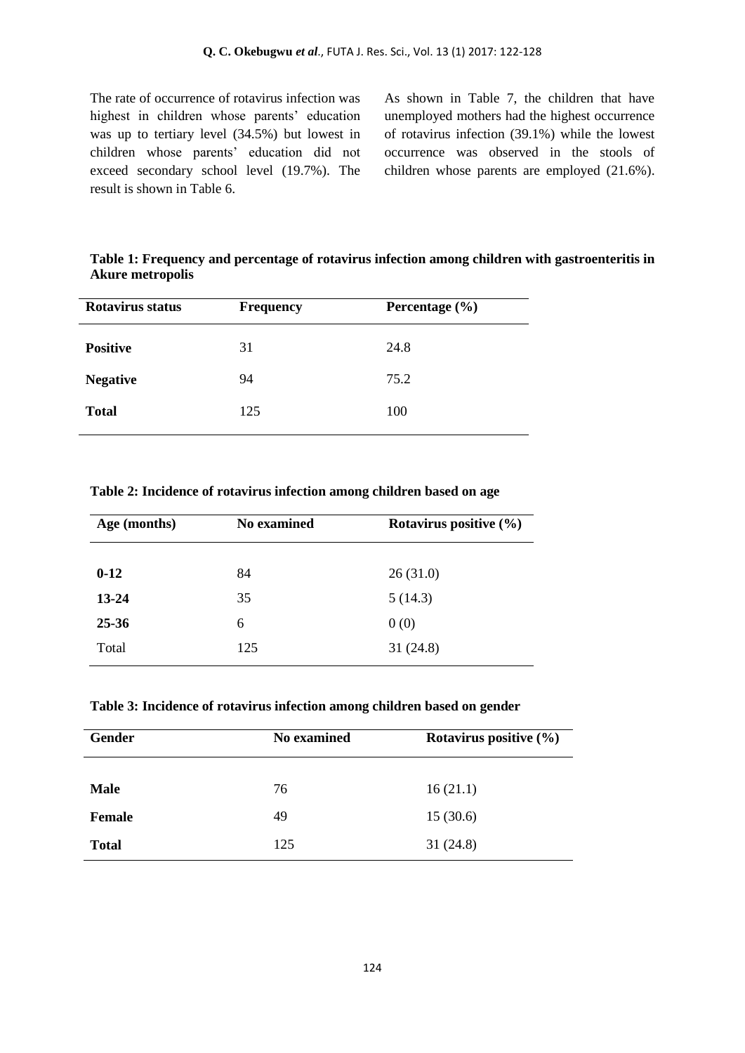The rate of occurrence of rotavirus infection was highest in children whose parents' education was up to tertiary level (34.5%) but lowest in children whose parents' education did not exceed secondary school level (19.7%). The result is shown in Table 6.

As shown in Table 7, the children that have unemployed mothers had the highest occurrence of rotavirus infection (39.1%) while the lowest occurrence was observed in the stools of children whose parents are employed (21.6%).

**Table 1: Frequency and percentage of rotavirus infection among children with gastroenteritis in Akure metropolis**

| Rotavirus status | Frequency | Percentage (%) |
|---|---|---|
| **Positive** | 31 | 24.8 |
| **Negative** | 94 | 75.2 |
| **Total** | 125 | 100 |

**Table 2: Incidence of rotavirus infection among children based on age**

| Age (months) | No examined | Rotavirus positive (%) |
|---|---|---|
| **0-12** | 84 | 26 (31.0) |
| **13-24** | 35 | 5 (14.3) |
| **25-36** | 6 | 0 (0) |
| Total | 125 | 31 (24.8) |

**Table 3: Incidence of rotavirus infection among children based on gender**

| Gender | No examined | Rotavirus positive (%) |
|---|---|---|
| **Male** | 76 | 16 (21.1) |
| **Female** | 49 | 15 (30.6) |
| **Total** | 125 | 31 (24.8) |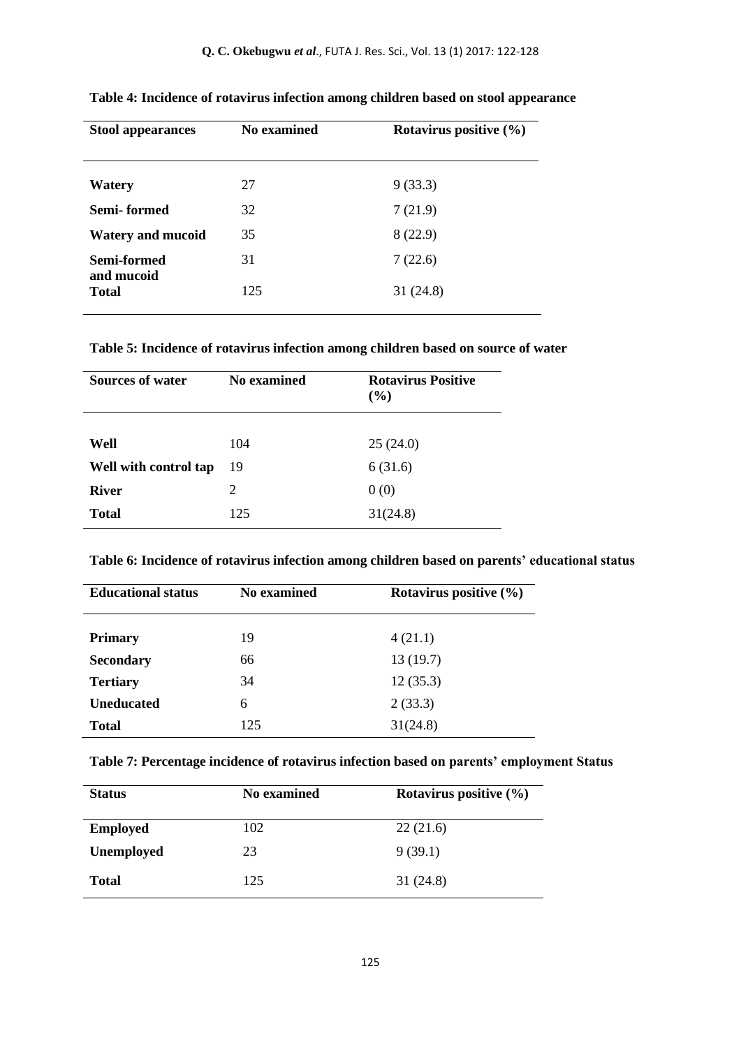**Table 4: Incidence of rotavirus infection among children based on stool appearance**

| Stool appearances | No examined | Rotavirus positive (%) |
|---|---|---|
| Watery | 27 | 9 (33.3) |
| Semi- formed | 32 | 7 (21.9) |
| Watery and mucoid | 35 | 8 (22.9) |
| Semi-formed and mucoid | 31 | 7 (22.6) |
| Total | 125 | 31 (24.8) |

**Table 5: Incidence of rotavirus infection among children based on source of water**

| Sources of water | No examined | Rotavirus Positive (%) |
|---|---|---|
| Well | 104 | 25 (24.0) |
| Well with control tap | 19 | 6 (31.6) |
| River | 2 | 0 (0) |
| Total | 125 | 31(24.8) |

**Table 6: Incidence of rotavirus infection among children based on parents' educational status**

| Educational status | No examined | Rotavirus positive (%) |
|---|---|---|
| Primary | 19 | 4 (21.1) |
| Secondary | 66 | 13 (19.7) |
| Tertiary | 34 | 12 (35.3) |
| Uneducated | 6 | 2 (33.3) |
| Total | 125 | 31(24.8) |

**Table 7: Percentage incidence of rotavirus infection based on parents' employment Status**

| Status | No examined | Rotavirus positive (%) |
|---|---|---|
| Employed | 102 | 22 (21.6) |
| Unemployed | 23 | 9 (39.1) |
| Total | 125 | 31 (24.8) |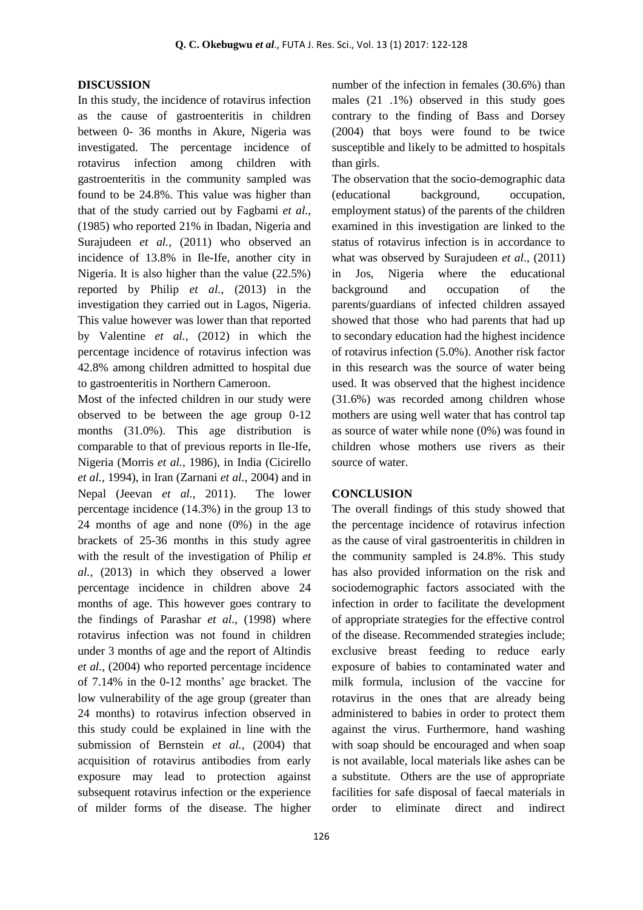## DISCUSSION

In this study, the incidence of rotavirus infection as the cause of gastroenteritis in children between 0- 36 months in Akure, Nigeria was investigated. The percentage incidence of rotavirus infection among children with gastroenteritis in the community sampled was found to be 24.8%. This value was higher than that of the study carried out by Fagbami *et al.,* (1985) who reported 21% in Ibadan, Nigeria and Surajudeen *et al.,* (2011) who observed an incidence of 13.8% in Ile-Ife, another city in Nigeria. It is also higher than the value (22.5%) reported by Philip *et al.,* (2013) in the investigation they carried out in Lagos, Nigeria. This value however was lower than that reported by Valentine *et al.,* (2012) in which the percentage incidence of rotavirus infection was 42.8% among children admitted to hospital due to gastroenteritis in Northern Cameroon.

Most of the infected children in our study were observed to be between the age group 0-12 months (31.0%). This age distribution is comparable to that of previous reports in Ile-Ife, Nigeria (Morris *et al.,* 1986), in India (Cicirello *et al.,* 1994), in Iran (Zarnani *et al.,* 2004) and in Nepal (Jeevan *et al.,* 2011). The lower percentage incidence (14.3%) in the group 13 to 24 months of age and none (0%) in the age brackets of 25-36 months in this study agree with the result of the investigation of Philip *et al.,* (2013) in which they observed a lower percentage incidence in children above 24 months of age. This however goes contrary to the findings of Parashar *et al.,* (1998) where rotavirus infection was not found in children under 3 months of age and the report of Altindis *et al.,* (2004) who reported percentage incidence of 7.14% in the 0-12 months' age bracket. The low vulnerability of the age group (greater than 24 months) to rotavirus infection observed in this study could be explained in line with the submission of Bernstein *et al.,* (2004) that acquisition of rotavirus antibodies from early exposure may lead to protection against subsequent rotavirus infection or the experience of milder forms of the disease. The higher number of the infection in females (30.6%) than males (21 .1%) observed in this study goes contrary to the finding of Bass and Dorsey (2004) that boys were found to be twice susceptible and likely to be admitted to hospitals than girls.

The observation that the socio-demographic data (educational background, occupation, employment status) of the parents of the children examined in this investigation are linked to the status of rotavirus infection is in accordance to what was observed by Surajudeen *et al*., (2011) in Jos, Nigeria where the educational background and occupation of the parents/guardians of infected children assayed showed that those who had parents that had up to secondary education had the highest incidence of rotavirus infection (5.0%). Another risk factor in this research was the source of water being used. It was observed that the highest incidence (31.6%) was recorded among children whose mothers are using well water that has control tap as source of water while none (0%) was found in children whose mothers use rivers as their source of water.

## CONCLUSION

The overall findings of this study showed that the percentage incidence of rotavirus infection as the cause of viral gastroenteritis in children in the community sampled is 24.8%. This study has also provided information on the risk and sociodemographic factors associated with the infection in order to facilitate the development of appropriate strategies for the effective control of the disease. Recommended strategies include; exclusive breast feeding to reduce early exposure of babies to contaminated water and milk formula, inclusion of the vaccine for rotavirus in the ones that are already being administered to babies in order to protect them against the virus. Furthermore, hand washing with soap should be encouraged and when soap is not available, local materials like ashes can be a substitute. Others are the use of appropriate facilities for safe disposal of faecal materials in order to eliminate direct and indirect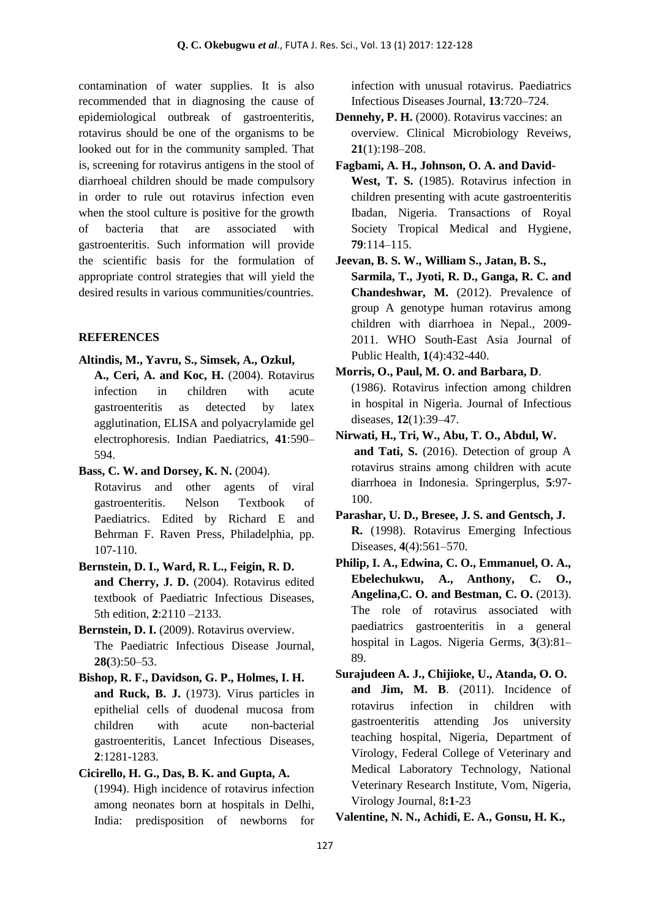contamination of water supplies. It is also recommended that in diagnosing the cause of epidemiological outbreak of gastroenteritis, rotavirus should be one of the organisms to be looked out for in the community sampled. That is, screening for rotavirus antigens in the stool of diarrhoeal children should be made compulsory in order to rule out rotavirus infection even when the stool culture is positive for the growth of bacteria that are associated with gastroenteritis. Such information will provide the scientific basis for the formulation of appropriate control strategies that will yield the desired results in various communities/countries.

## REFERENCES

**Altindis, M., Yavru, S., Simsek, A., Ozkul, A., Ceri, A. and Koc, H.** (2004). Rotavirus infection in children with acute gastroenteritis as detected by latex agglutination, ELISA and polyacrylamide gel electrophoresis. Indian Paediatrics, **41**:590–594.

**Bass, C. W. and Dorsey, K. N.** (2004). Rotavirus and other agents of viral gastroenteritis. Nelson Textbook of Paediatrics. Edited by Richard E and Behrman F. Raven Press, Philadelphia, pp. 107-110.

**Bernstein, D. I., Ward, R. L., Feigin, R. D. and Cherry, J. D.** (2004). Rotavirus edited textbook of Paediatric Infectious Diseases, 5th edition, **2**:2110 –2133.

**Bernstein, D. I.** (2009). Rotavirus overview. The Paediatric Infectious Disease Journal, **28(**3):50–53.

**Bishop, R. F., Davidson, G. P., Holmes, I. H. and Ruck, B. J.** (1973). Virus particles in epithelial cells of duodenal mucosa from children with acute non-bacterial gastroenteritis, Lancet Infectious Diseases, **2**:1281-1283.

**Cicirello, H. G., Das, B. K. and Gupta, A.** (1994). High incidence of rotavirus infection among neonates born at hospitals in Delhi, India: predisposition of newborns for infection with unusual rotavirus. Paediatrics Infectious Diseases Journal, **13**:720–724.

**Dennehy, P. H.** (2000). Rotavirus vaccines: an overview. Clinical Microbiology Reveiws, **21**(1):198–208.

**Fagbami, A. H., Johnson, O. A. and David-West, T. S.** (1985). Rotavirus infection in children presenting with acute gastroenteritis Ibadan, Nigeria. Transactions of Royal Society Tropical Medical and Hygiene, **79**:114–115.

**Jeevan, B. S. W., William S., Jatan, B. S., Sarmila, T., Jyoti, R. D., Ganga, R. C. and Chandeshwar, M.** (2012). Prevalence of group A genotype human rotavirus among children with diarrhoea in Nepal., 2009-2011. WHO South-East Asia Journal of Public Health, **1**(4):432-440.

**Morris, O., Paul, M. O. and Barbara, D**. (1986). Rotavirus infection among children in hospital in Nigeria. Journal of Infectious diseases, **12**(1):39–47.

**Nirwati, H., Tri, W., Abu, T. O., Abdul, W. and Tati, S.** (2016). Detection of group A rotavirus strains among children with acute diarrhoea in Indonesia. Springerplus, **5**:97-100.

**Parashar, U. D., Bresee, J. S. and Gentsch, J. R.** (1998). Rotavirus Emerging Infectious Diseases, **4**(4):561–570.

**Philip, I. A., Edwina, C. O., Emmanuel, O. A., Ebelechukwu, A., Anthony, C. O., Angelina,C. O. and Bestman, C. O.** (2013). The role of rotavirus associated with paediatrics gastroenteritis in a general hospital in Lagos. Nigeria Germs, **3**(3):81–89.

**Surajudeen A. J., Chijioke, U., Atanda, O. O. and Jim, M. B**. (2011). Incidence of rotavirus infection in children with gastroenteritis attending Jos university teaching hospital, Nigeria, Department of Virology, Federal College of Veterinary and Medical Laboratory Technology, National Veterinary Research Institute, Vom, Nigeria, Virology Journal, 8**:1**-23

**Valentine, N. N., Achidi, E. A., Gonsu, H. K.,**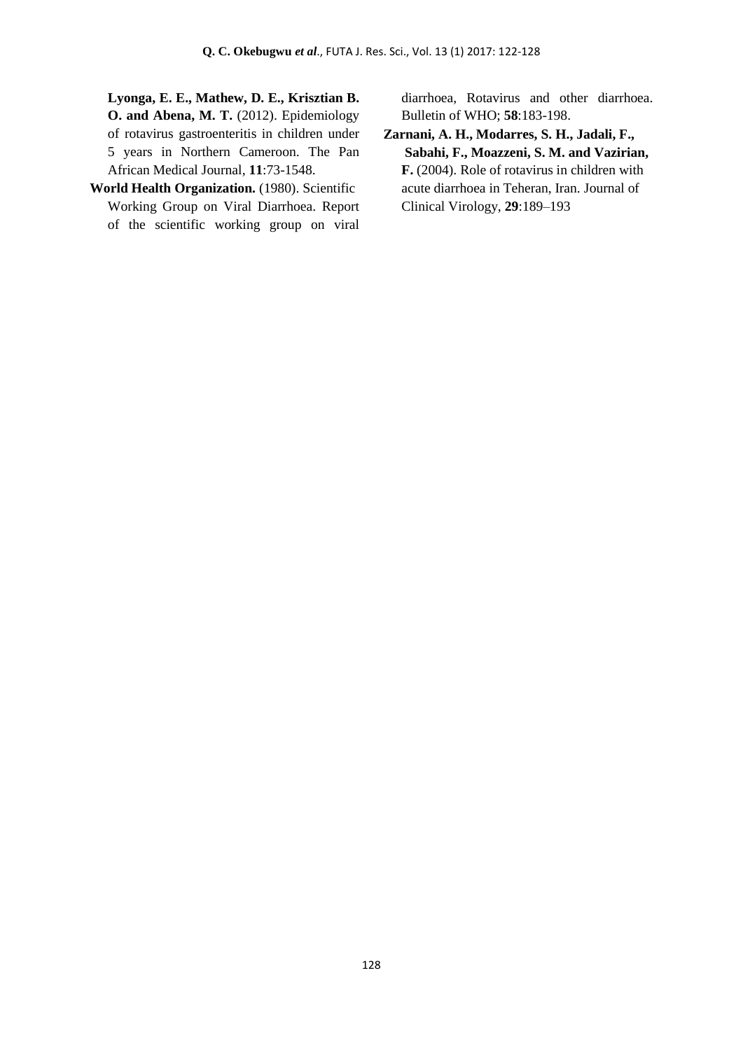**Lyonga, E. E., Mathew, D. E., Krisztian B. O. and Abena, M. T.** (2012). Epidemiology of rotavirus gastroenteritis in children under 5 years in Northern Cameroon. The Pan African Medical Journal, **11**:73-1548.

**World Health Organization.** (1980). Scientific Working Group on Viral Diarrhoea. Report of the scientific working group on viral diarrhoea, Rotavirus and other diarrhoea. Bulletin of WHO; **58**:183-198.

**Zarnani, A. H., Modarres, S. H., Jadali, F., Sabahi, F., Moazzeni, S. M. and Vazirian, F.** (2004). Role of rotavirus in children with acute diarrhoea in Teheran, Iran. Journal of Clinical Virology, **29**:189–193